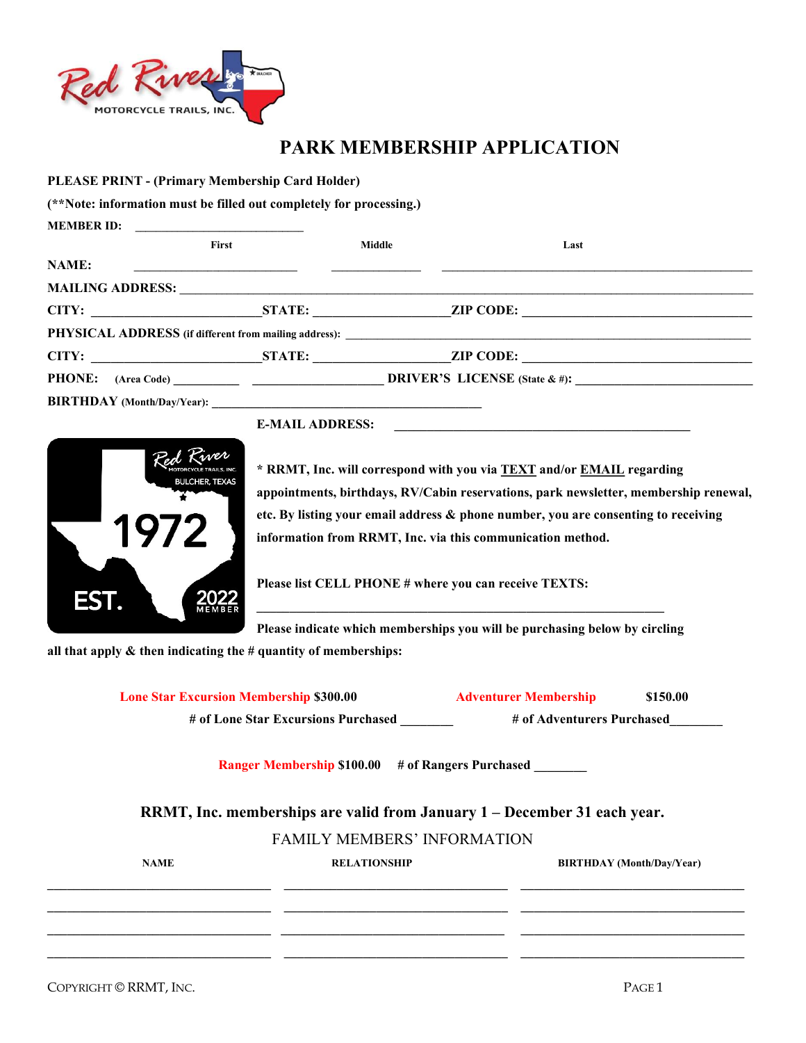# PARK MEMBERSHIP APPLICATION

**PLEASE PRINT - (Primary Membership Card Holder)**

**(**Note: information must be filled out completely for processing.)**

**MEMBER ID:** ___________________________

| | First | Middle | Last |
|---|---|---|---|
| **NAME:** | __________________________ | ______________ | __________________________________________________ |

**MAILING ADDRESS:** ______________________________________________________________________________

**CITY:** ___________________________ **STATE:** _____________________ **ZIP CODE:** ____________________________________

**PHYSICAL ADDRESS** (if different from mailing address): __________________________________________________________________

**CITY:** ___________________________ **STATE:** _____________________ **ZIP CODE:** ____________________________________

**PHONE:** (Area Code) __________ ____________________ **DRIVER'S LICENSE** (State & #): ____________________________

**BIRTHDAY** (Month/Day/Year): ____________________________________________

**E-MAIL ADDRESS:** _______________________________________________

**\* RRMT, Inc. will correspond with you via TEXT and/or EMAIL regarding appointments, birthdays, RV/Cabin reservations, park newsletter, membership renewal, etc. By listing your email address & phone number, you are consenting to receiving information from RRMT, Inc. via this communication method.**

**Please list CELL PHONE # where you can receive TEXTS:**

_________________________________________________________________

**Please indicate which memberships you will be purchasing below by circling all that apply & then indicating the # quantity of memberships:**

**Lone Star Excursion Membership $300.00**
**# of Lone Star Excursions Purchased ________**

**Adventurer Membership $150.00**
**# of Adventurers Purchased________**

**Ranger Membership $100.00** **# of Rangers Purchased ________**

**RRMT, Inc. memberships are valid from January 1 – December 31 each year.**

## FAMILY MEMBERS' INFORMATION

| NAME | RELATIONSHIP | BIRTHDAY (Month/Day/Year) |
|---|---|---|
| | | |
| | | |
| | | |
| | | |

COPYRIGHT © RRMT, INC.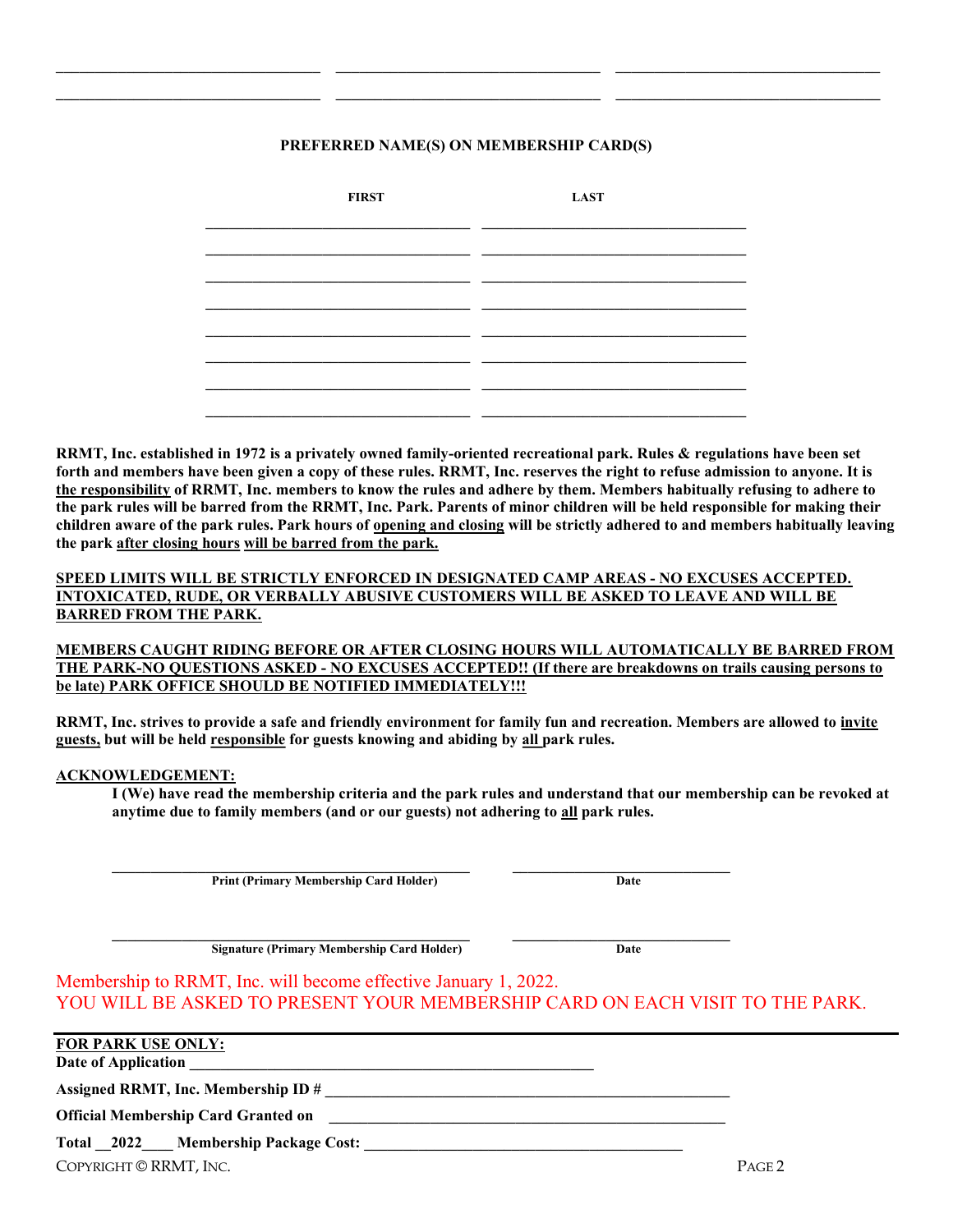_______________________________ _______________________________ _______________________________

_______________________________ _______________________________ _______________________________

**PREFERRED NAME(S) ON MEMBERSHIP CARD(S)**

| FIRST | LAST |
|---|---|
| _______________________________ | _______________________________ |
| _______________________________ | _______________________________ |
| _______________________________ | _______________________________ |
| _______________________________ | _______________________________ |
| _______________________________ | _______________________________ |
| _______________________________ | _______________________________ |
| _______________________________ | _______________________________ |
| _______________________________ | _______________________________ |

**RRMT, Inc. established in 1972 is a privately owned family-oriented recreational park. Rules & regulations have been set forth and members have been given a copy of these rules. RRMT, Inc. reserves the right to refuse admission to anyone. It is <u>the responsibility</u> of RRMT, Inc. members to know the rules and adhere by them. Members habitually refusing to adhere to the park rules will be barred from the RRMT, Inc. Park. Parents of minor children will be held responsible for making their children aware of the park rules. Park hours of <u>opening and closing</u> will be strictly adhered to and members habitually leaving the park <u>after closing hours</u> <u>will be barred from the park.</u>**

**<u>SPEED LIMITS WILL BE STRICTLY ENFORCED IN DESIGNATED CAMP AREAS - NO EXCUSES ACCEPTED. INTOXICATED, RUDE, OR VERBALLY ABUSIVE CUSTOMERS WILL BE ASKED TO LEAVE AND WILL BE BARRED FROM THE PARK.</u>**

**<u>MEMBERS CAUGHT RIDING BEFORE OR AFTER CLOSING HOURS WILL AUTOMATICALLY BE BARRED FROM THE PARK-NO QUESTIONS ASKED - NO EXCUSES ACCEPTED!! (If there are breakdowns on trails causing persons to be late) PARK OFFICE SHOULD BE NOTIFIED IMMEDIATELY!!!</u>**

**RRMT, Inc. strives to provide a safe and friendly environment for family fun and recreation. Members are allowed to <u>invite guests,</u> but will be held <u>responsible</u> for guests knowing and abiding by <u>all</u> park rules.**

**<u>ACKNOWLEDGEMENT:</u>**

**I (We) have read the membership criteria and the park rules and understand that our membership can be revoked at anytime due to family members (and or our guests) not adhering to <u>all</u> park rules.**

_______________________________________ &nbsp;&nbsp;&nbsp; _______________________
**Print (Primary Membership Card Holder)** &nbsp;&nbsp;&nbsp; **Date**

_______________________________________ &nbsp;&nbsp;&nbsp; _______________________
**Signature (Primary Membership Card Holder)** &nbsp;&nbsp;&nbsp; **Date**

Membership to RRMT, Inc. will become effective January 1, 2022.
YOU WILL BE ASKED TO PRESENT YOUR MEMBERSHIP CARD ON EACH VISIT TO THE PARK.

---

**<u>FOR PARK USE ONLY:</u>**

**Date of Application** _____________________________________________

**Assigned RRMT, Inc. Membership ID #** _____________________________________________

**Official Membership Card Granted on** _____________________________________________

**Total \_\_2022\_\_\_\_ Membership Package Cost:** ____________________________________

COPYRIGHT © RRMT, INC.